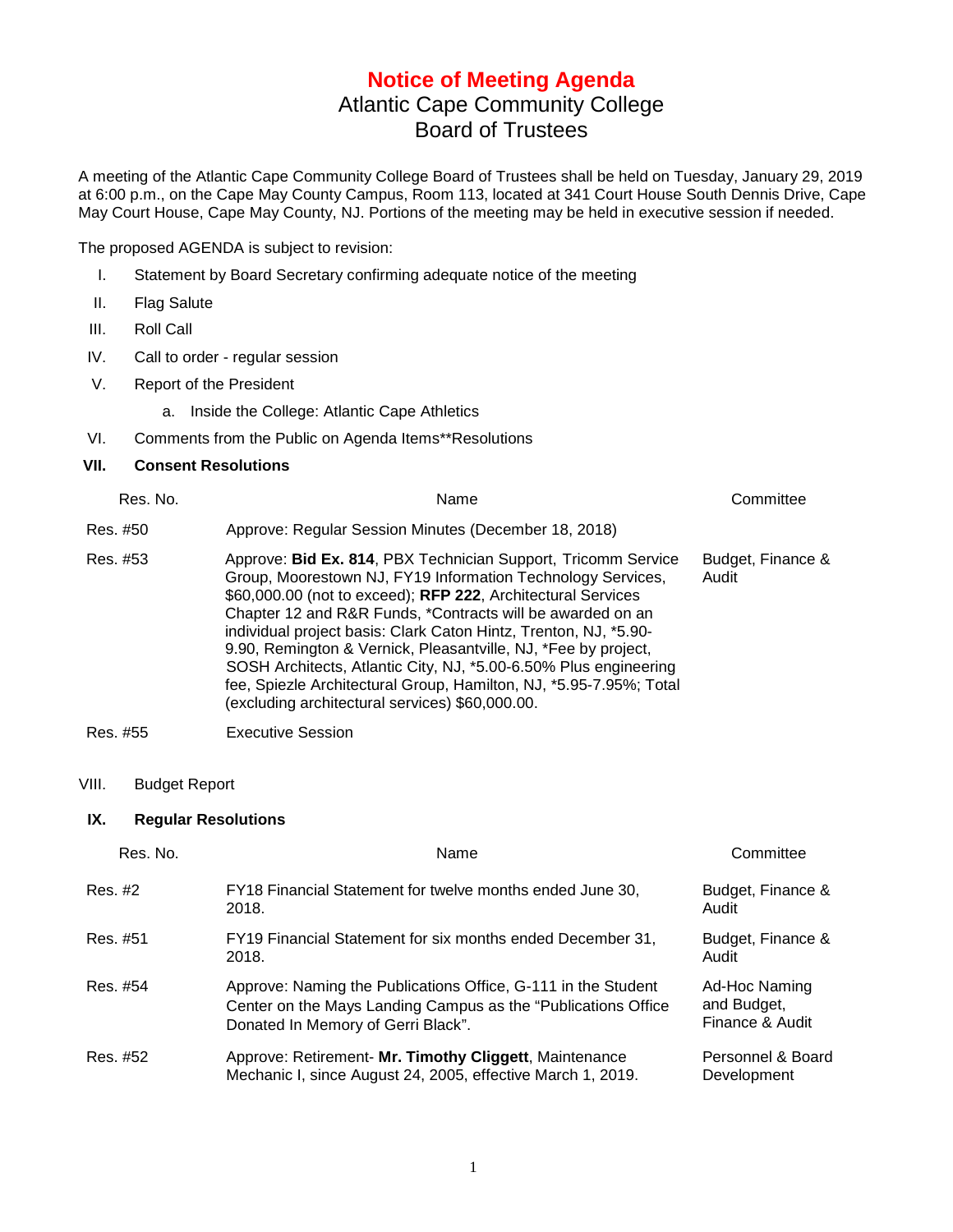# Notice of Meeting Agenda

## Atlantic Cape Community College
## Board of Trustees

A meeting of the Atlantic Cape Community College Board of Trustees shall be held on Tuesday, January 29, 2019 at 6:00 p.m., on the Cape May County Campus, Room 113, located at 341 Court House South Dennis Drive, Cape May Court House, Cape May County, NJ. Portions of the meeting may be held in executive session if needed.

The proposed AGENDA is subject to revision:

I. Statement by Board Secretary confirming adequate notice of the meeting

II. Flag Salute

III. Roll Call

IV. Call to order - regular session

V. Report of the President
   a. Inside the College: Atlantic Cape Athletics

VI. Comments from the Public on Agenda Items**Resolutions

**VII. Consent Resolutions**

| Res. No. | Name | Committee |
|---|---|---|
| Res. #50 | Approve: Regular Session Minutes (December 18, 2018) | |
| Res. #53 | Approve: **Bid Ex. 814**, PBX Technician Support, Tricomm Service Group, Moorestown NJ, FY19 Information Technology Services, $60,000.00 (not to exceed); **RFP 222**, Architectural Services Chapter 12 and R&R Funds, *Contracts will be awarded on an individual project basis: Clark Caton Hintz, Trenton, NJ, *5.90-9.90, Remington & Vernick, Pleasantville, NJ, *Fee by project, SOSH Architects, Atlantic City, NJ, *5.00-6.50% Plus engineering fee, Spiezle Architectural Group, Hamilton, NJ, *5.95-7.95%; Total (excluding architectural services) $60,000.00. | Budget, Finance & Audit |
| Res. #55 | Executive Session | |

VIII. Budget Report

**IX. Regular Resolutions**

| Res. No. | Name | Committee |
|---|---|---|
| Res. #2 | FY18 Financial Statement for twelve months ended June 30, 2018. | Budget, Finance & Audit |
| Res. #51 | FY19 Financial Statement for six months ended December 31, 2018. | Budget, Finance & Audit |
| Res. #54 | Approve: Naming the Publications Office, G-111 in the Student Center on the Mays Landing Campus as the "Publications Office Donated In Memory of Gerri Black". | Ad-Hoc Naming and Budget, Finance & Audit |
| Res. #52 | Approve: Retirement- **Mr. Timothy Cliggett**, Maintenance Mechanic I, since August 24, 2005, effective March 1, 2019. | Personnel & Board Development |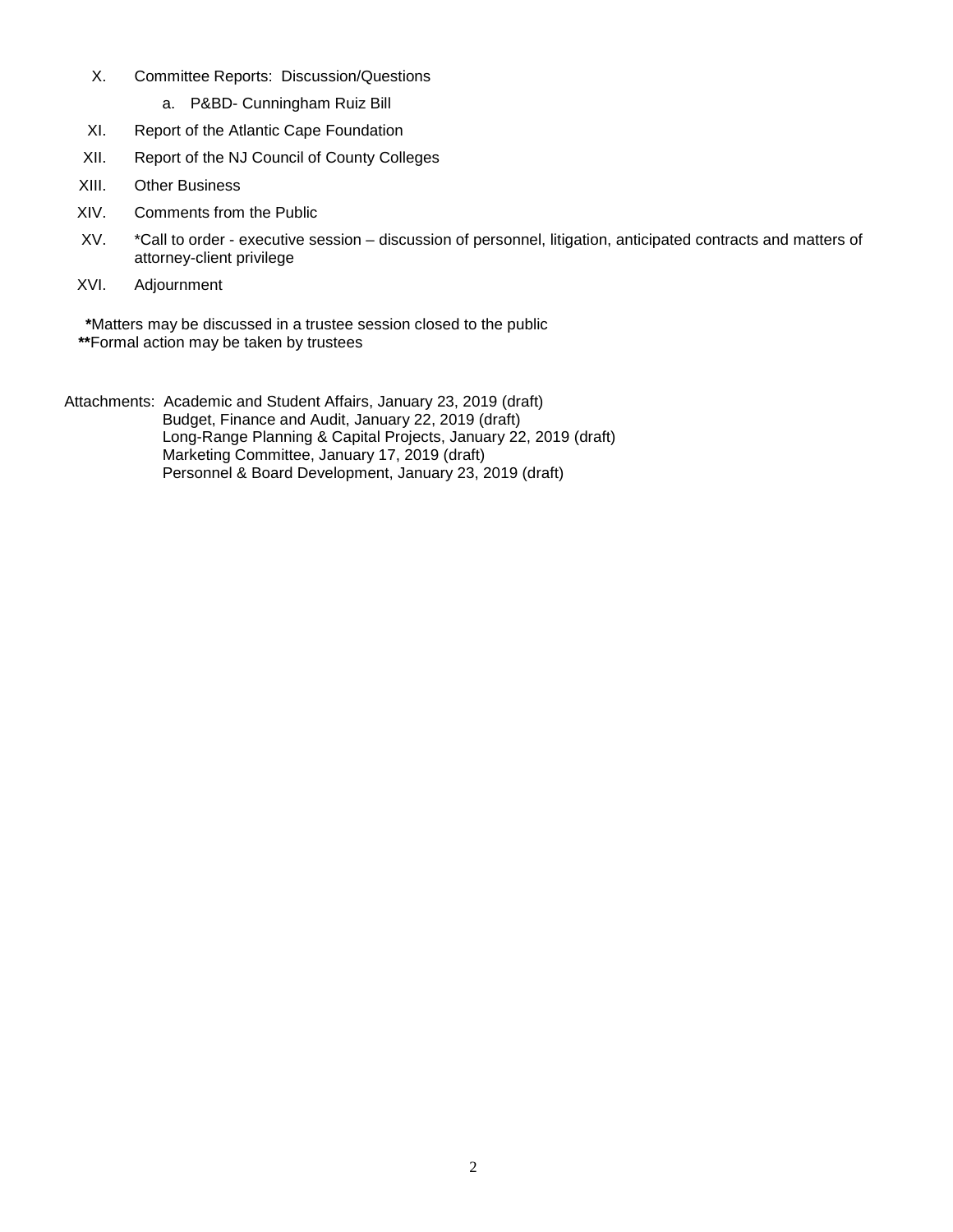X. Committee Reports: Discussion/Questions

   a. P&BD- Cunningham Ruiz Bill

XI. Report of the Atlantic Cape Foundation

XII. Report of the NJ Council of County Colleges

XIII. Other Business

XIV. Comments from the Public

XV. *Call to order - executive session – discussion of personnel, litigation, anticipated contracts and matters of attorney-client privilege

XVI. Adjournment

**\***Matters may be discussed in a trustee session closed to the public
**\*\***Formal action may be taken by trustees

Attachments: Academic and Student Affairs, January 23, 2019 (draft)
Budget, Finance and Audit, January 22, 2019 (draft)
Long-Range Planning & Capital Projects, January 22, 2019 (draft)
Marketing Committee, January 17, 2019 (draft)
Personnel & Board Development, January 23, 2019 (draft)